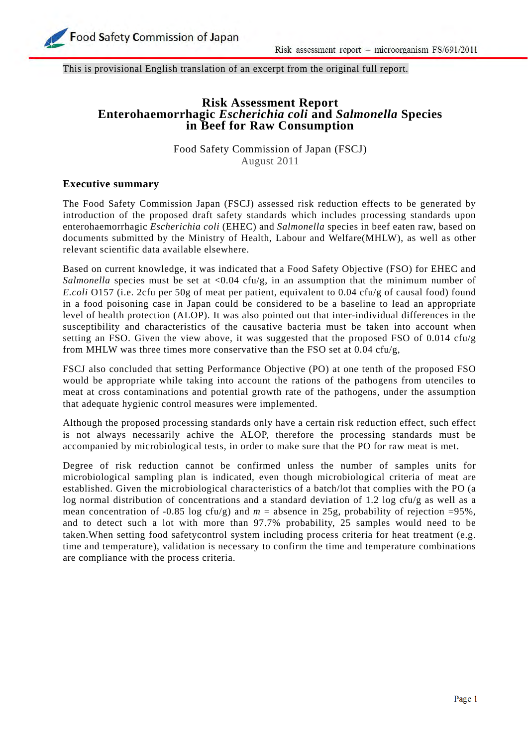This is provisional English translation of an excerpt from the original full report.

# Risk Assessment Report
# Enterohaemorrhagic *Escherichia coli* and *Salmonella* Species in Beef for Raw Consumption

Food Safety Commission of Japan (FSCJ)
August 2011

## Executive summary

The Food Safety Commission Japan (FSCJ) assessed risk reduction effects to be generated by introduction of the proposed draft safety standards which includes processing standards upon enterohaemorrhagic *Escherichia coli* (EHEC) and *Salmonella* species in beef eaten raw, based on documents submitted by the Ministry of Health, Labour and Welfare(MHLW), as well as other relevant scientific data available elsewhere.

Based on current knowledge, it was indicated that a Food Safety Objective (FSO) for EHEC and *Salmonella* species must be set at <0.04 cfu/g, in an assumption that the minimum number of *E.coli* O157 (i.e. 2cfu per 50g of meat per patient, equivalent to 0.04 cfu/g of causal food) found in a food poisoning case in Japan could be considered to be a baseline to lead an appropriate level of health protection (ALOP). It was also pointed out that inter-individual differences in the susceptibility and characteristics of the causative bacteria must be taken into account when setting an FSO. Given the view above, it was suggested that the proposed FSO of 0.014 cfu/g from MHLW was three times more conservative than the FSO set at 0.04 cfu/g,

FSCJ also concluded that setting Performance Objective (PO) at one tenth of the proposed FSO would be appropriate while taking into account the rations of the pathogens from utenciles to meat at cross contaminations and potential growth rate of the pathogens, under the assumption that adequate hygienic control measures were implemented.

Although the proposed processing standards only have a certain risk reduction effect, such effect is not always necessarily achive the ALOP, therefore the processing standards must be accompanied by microbiological tests, in order to make sure that the PO for raw meat is met.

Degree of risk reduction cannot be confirmed unless the number of samples units for microbiological sampling plan is indicated, even though microbiological criteria of meat are established. Given the microbiological characteristics of a batch/lot that complies with the PO (a log normal distribution of concentrations and a standard deviation of 1.2 log cfu/g as well as a mean concentration of -0.85 log cfu/g) and $m$ = absence in 25g, probability of rejection =95%, and to detect such a lot with more than 97.7% probability, 25 samples would need to be taken.When setting food safetycontrol system including process criteria for heat treatment (e.g. time and temperature), validation is necessary to confirm the time and temperature combinations are compliance with the process criteria.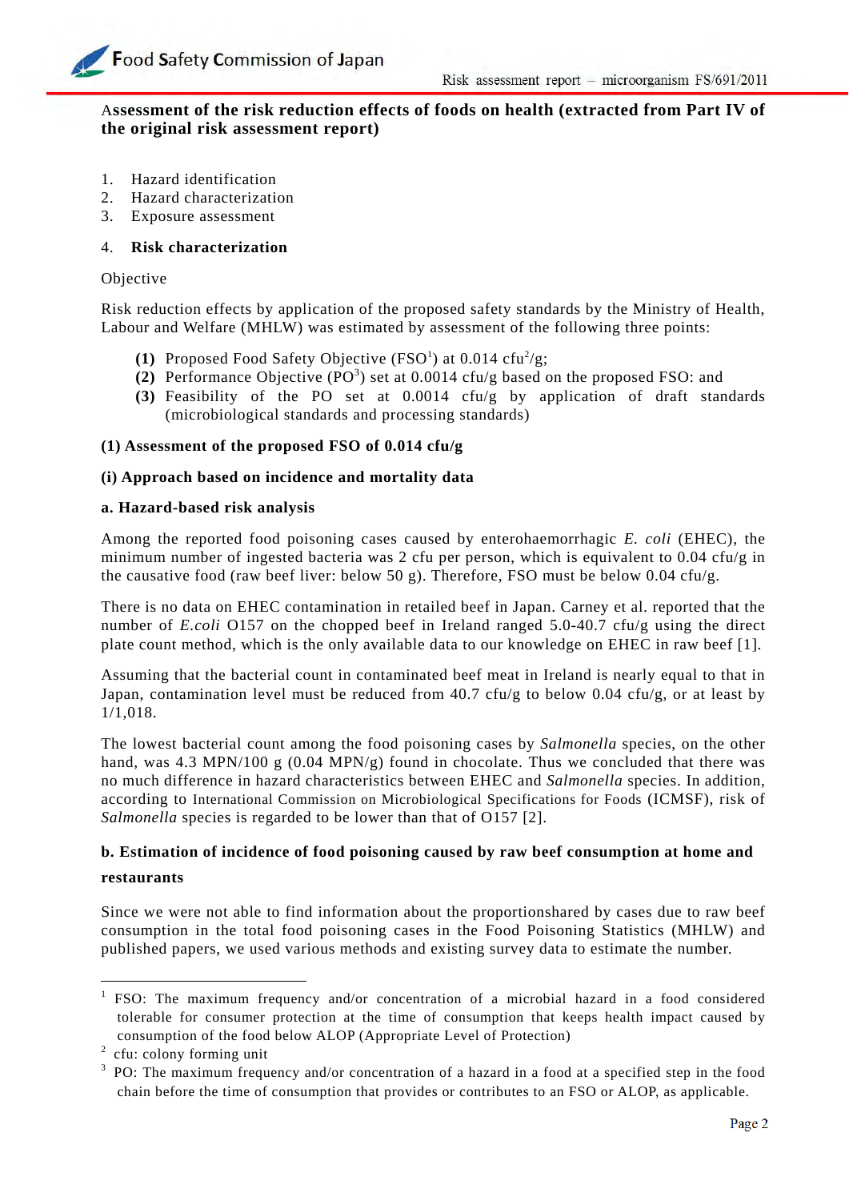## Assessment of the risk reduction effects of foods on health (extracted from Part IV of the original risk assessment report)

1. Hazard identification
2. Hazard characterization
3. Exposure assessment

4. **Risk characterization**

Objective

Risk reduction effects by application of the proposed safety standards by the Ministry of Health, Labour and Welfare (MHLW) was estimated by assessment of the following three points:

**(1)** Proposed Food Safety Objective (FSO[1]) at 0.014 cfu[2]/g;
**(2)** Performance Objective (PO[3]) set at 0.0014 cfu/g based on the proposed FSO: and
**(3)** Feasibility of the PO set at 0.0014 cfu/g by application of draft standards (microbiological standards and processing standards)

### (1) Assessment of the proposed FSO of 0.014 cfu/g

#### (i) Approach based on incidence and mortality data

##### a. Hazard-based risk analysis

Among the reported food poisoning cases caused by enterohaemorrhagic *E. coli* (EHEC), the minimum number of ingested bacteria was 2 cfu per person, which is equivalent to 0.04 cfu/g in the causative food (raw beef liver: below 50 g). Therefore, FSO must be below 0.04 cfu/g.

There is no data on EHEC contamination in retailed beef in Japan. Carney et al. reported that the number of *E.coli* O157 on the chopped beef in Ireland ranged 5.0-40.7 cfu/g using the direct plate count method, which is the only available data to our knowledge on EHEC in raw beef [1].

Assuming that the bacterial count in contaminated beef meat in Ireland is nearly equal to that in Japan, contamination level must be reduced from 40.7 cfu/g to below 0.04 cfu/g, or at least by 1/1,018.

The lowest bacterial count among the food poisoning cases by *Salmonella* species, on the other hand, was 4.3 MPN/100 g (0.04 MPN/g) found in chocolate. Thus we concluded that there was no much difference in hazard characteristics between EHEC and *Salmonella* species. In addition, according to International Commission on Microbiological Specifications for Foods (ICMSF), risk of *Salmonella* species is regarded to be lower than that of O157 [2].

##### b. Estimation of incidence of food poisoning caused by raw beef consumption at home and restaurants

Since we were not able to find information about the proportionshared by cases due to raw beef consumption in the total food poisoning cases in the Food Poisoning Statistics (MHLW) and published papers, we used various methods and existing survey data to estimate the number.

---

[1] FSO: The maximum frequency and/or concentration of a microbial hazard in a food considered tolerable for consumer protection at the time of consumption that keeps health impact caused by consumption of the food below ALOP (Appropriate Level of Protection)

[2] cfu: colony forming unit

[3] PO: The maximum frequency and/or concentration of a hazard in a food at a specified step in the food chain before the time of consumption that provides or contributes to an FSO or ALOP, as applicable.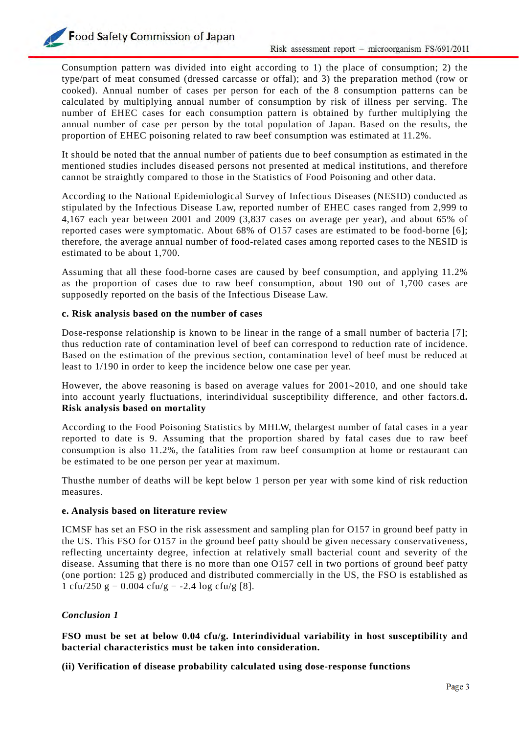Consumption pattern was divided into eight according to 1) the place of consumption; 2) the type/part of meat consumed (dressed carcasse or offal); and 3) the preparation method (row or cooked). Annual number of cases per person for each of the 8 consumption patterns can be calculated by multiplying annual number of consumption by risk of illness per serving. The number of EHEC cases for each consumption pattern is obtained by further multiplying the annual number of case per person by the total population of Japan. Based on the results, the proportion of EHEC poisoning related to raw beef consumption was estimated at 11.2%.

It should be noted that the annual number of patients due to beef consumption as estimated in the mentioned studies includes diseased persons not presented at medical institutions, and therefore cannot be straightly compared to those in the Statistics of Food Poisoning and other data.

According to the National Epidemiological Survey of Infectious Diseases (NESID) conducted as stipulated by the Infectious Disease Law, reported number of EHEC cases ranged from 2,999 to 4,167 each year between 2001 and 2009 (3,837 cases on average per year), and about 65% of reported cases were symptomatic. About 68% of O157 cases are estimated to be food-borne [6]; therefore, the average annual number of food-related cases among reported cases to the NESID is estimated to be about 1,700.

Assuming that all these food-borne cases are caused by beef consumption, and applying 11.2% as the proportion of cases due to raw beef consumption, about 190 out of 1,700 cases are supposedly reported on the basis of the Infectious Disease Law.

**c. Risk analysis based on the number of cases**

Dose-response relationship is known to be linear in the range of a small number of bacteria [7]; thus reduction rate of contamination level of beef can correspond to reduction rate of incidence. Based on the estimation of the previous section, contamination level of beef must be reduced at least to 1/190 in order to keep the incidence below one case per year.

However, the above reasoning is based on average values for 2001~2010, and one should take into account yearly fluctuations, interindividual susceptibility difference, and other factors.

**d. Risk analysis based on mortality**

According to the Food Poisoning Statistics by MHLW, thelargest number of fatal cases in a year reported to date is 9. Assuming that the proportion shared by fatal cases due to raw beef consumption is also 11.2%, the fatalities from raw beef consumption at home or restaurant can be estimated to be one person per year at maximum.

Thusthe number of deaths will be kept below 1 person per year with some kind of risk reduction measures.

**e. Analysis based on literature review**

ICMSF has set an FSO in the risk assessment and sampling plan for O157 in ground beef patty in the US. This FSO for O157 in the ground beef patty should be given necessary conservativeness, reflecting uncertainty degree, infection at relatively small bacterial count and severity of the disease. Assuming that there is no more than one O157 cell in two portions of ground beef patty (one portion: 125 g) produced and distributed commercially in the US, the FSO is established as 1 cfu/250 g = 0.004 cfu/g = -2.4 log cfu/g [8].

***Conclusion 1***

**FSO must be set at below 0.04 cfu/g. Interindividual variability in host susceptibility and bacterial characteristics must be taken into consideration.**

**(ii) Verification of disease probability calculated using dose-response functions**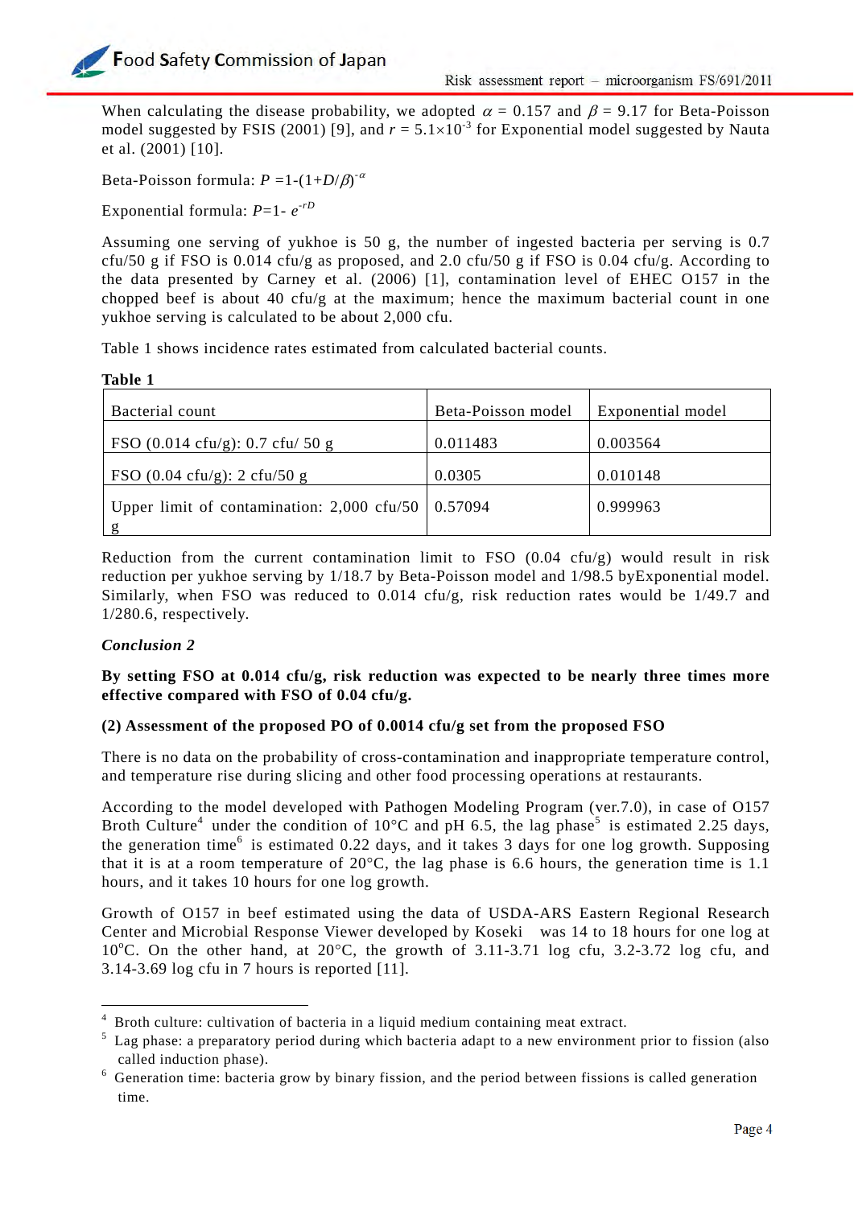When calculating the disease probability, we adopted $\alpha$ = 0.157 and $\beta$ = 9.17 for Beta-Poisson model suggested by FSIS (2001) [9], and $r = 5.1\times10^{-3}$ for Exponential model suggested by Nauta et al. (2001) [10].

Beta-Poisson formula: $P = 1-(1+D/\beta)^{-\alpha}$

Exponential formula: $P = 1- e^{-rD}$

Assuming one serving of yukhoe is 50 g, the number of ingested bacteria per serving is 0.7 cfu/50 g if FSO is 0.014 cfu/g as proposed, and 2.0 cfu/50 g if FSO is 0.04 cfu/g. According to the data presented by Carney et al. (2006) [1], contamination level of EHEC O157 in the chopped beef is about 40 cfu/g at the maximum; hence the maximum bacterial count in one yukhoe serving is calculated to be about 2,000 cfu.

Table 1 shows incidence rates estimated from calculated bacterial counts.

**Table 1**

| Bacterial count | Beta-Poisson model | Exponential model |
|---|---|---|
| FSO (0.014 cfu/g): 0.7 cfu/ 50 g | 0.011483 | 0.003564 |
| FSO (0.04 cfu/g): 2 cfu/50 g | 0.0305 | 0.010148 |
| Upper limit of contamination: 2,000 cfu/50 g | 0.57094 | 0.999963 |

Reduction from the current contamination limit to FSO (0.04 cfu/g) would result in risk reduction per yukhoe serving by 1/18.7 by Beta-Poisson model and 1/98.5 byExponential model. Similarly, when FSO was reduced to 0.014 cfu/g, risk reduction rates would be 1/49.7 and 1/280.6, respectively.

***Conclusion 2***

**By setting FSO at 0.014 cfu/g, risk reduction was expected to be nearly three times more effective compared with FSO of 0.04 cfu/g.**

**(2) Assessment of the proposed PO of 0.0014 cfu/g set from the proposed FSO**

There is no data on the probability of cross-contamination and inappropriate temperature control, and temperature rise during slicing and other food processing operations at restaurants.

According to the model developed with Pathogen Modeling Program (ver.7.0), in case of O157 Broth Culture[4] under the condition of 10°C and pH 6.5, the lag phase[5] is estimated 2.25 days, the generation time[6] is estimated 0.22 days, and it takes 3 days for one log growth. Supposing that it is at a room temperature of 20°C, the lag phase is 6.6 hours, the generation time is 1.1 hours, and it takes 10 hours for one log growth.

Growth of O157 in beef estimated using the data of USDA-ARS Eastern Regional Research Center and Microbial Response Viewer developed by Koseki was 14 to 18 hours for one log at 10°C. On the other hand, at 20°C, the growth of 3.11-3.71 log cfu, 3.2-3.72 log cfu, and 3.14-3.69 log cfu in 7 hours is reported [11].

---

[4] Broth culture: cultivation of bacteria in a liquid medium containing meat extract.

[5] Lag phase: a preparatory period during which bacteria adapt to a new environment prior to fission (also called induction phase).

[6] Generation time: bacteria grow by binary fission, and the period between fissions is called generation time.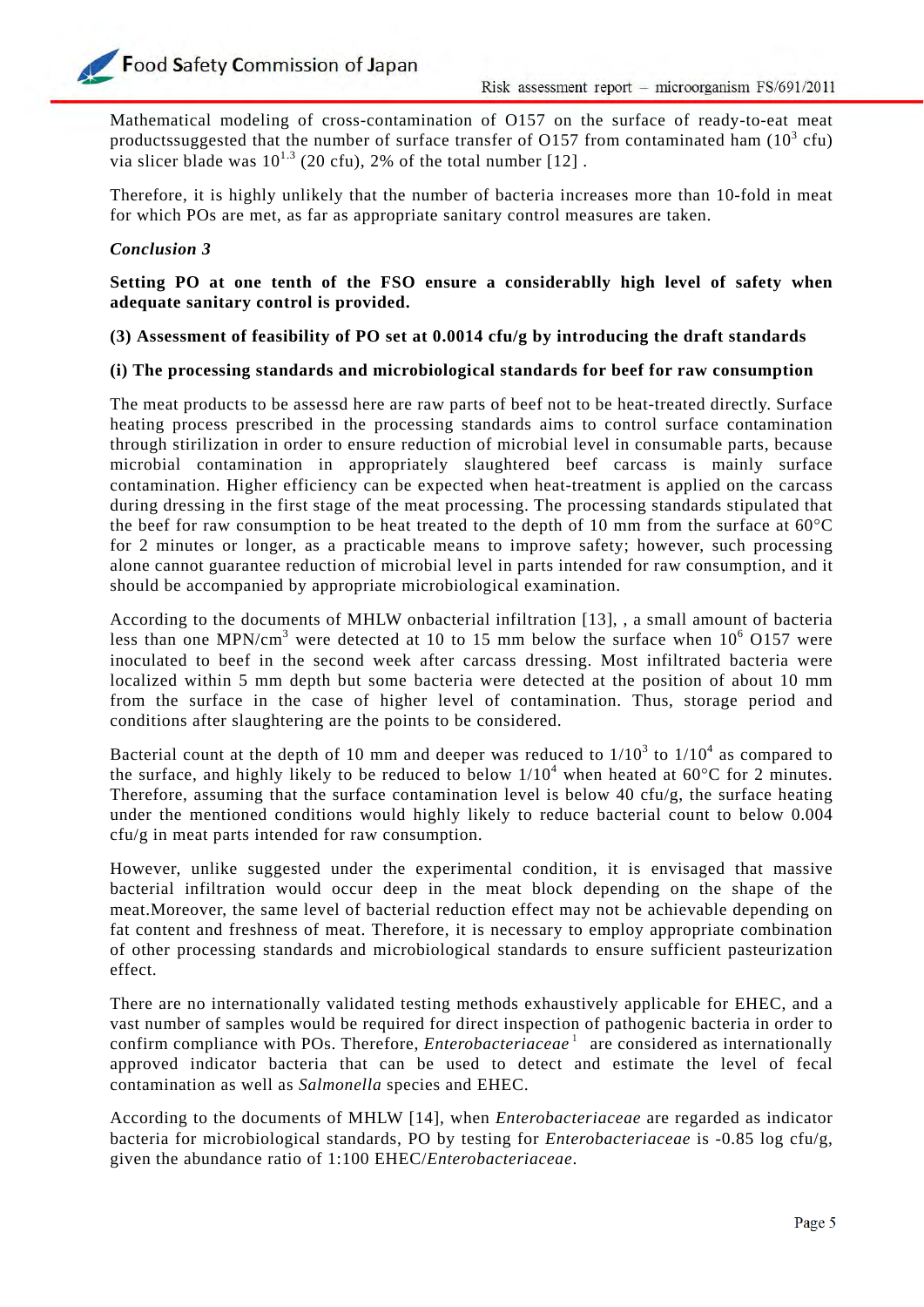Mathematical modeling of cross-contamination of O157 on the surface of ready-to-eat meat productssuggested that the number of surface transfer of O157 from contaminated ham ($10^3$ cfu) via slicer blade was $10^{1.3}$ (20 cfu), 2% of the total number [12] .

Therefore, it is highly unlikely that the number of bacteria increases more than 10-fold in meat for which POs are met, as far as appropriate sanitary control measures are taken.

***Conclusion 3***

**Setting PO at one tenth of the FSO ensure a considerablly high level of safety when adequate sanitary control is provided.**

**(3) Assessment of feasibility of PO set at 0.0014 cfu/g by introducing the draft standards**

**(i) The processing standards and microbiological standards for beef for raw consumption**

The meat products to be assessd here are raw parts of beef not to be heat-treated directly. Surface heating process prescribed in the processing standards aims to control surface contamination through stirilization in order to ensure reduction of microbial level in consumable parts, because microbial contamination in appropriately slaughtered beef carcass is mainly surface contamination. Higher efficiency can be expected when heat-treatment is applied on the carcass during dressing in the first stage of the meat processing. The processing standards stipulated that the beef for raw consumption to be heat treated to the depth of 10 mm from the surface at 60°C for 2 minutes or longer, as a practicable means to improve safety; however, such processing alone cannot guarantee reduction of microbial level in parts intended for raw consumption, and it should be accompanied by appropriate microbiological examination.

According to the documents of MHLW onbacterial infiltration [13], , a small amount of bacteria less than one MPN/$cm^3$ were detected at 10 to 15 mm below the surface when $10^6$ O157 were inoculated to beef in the second week after carcass dressing. Most infiltrated bacteria were localized within 5 mm depth but some bacteria were detected at the position of about 10 mm from the surface in the case of higher level of contamination. Thus, storage period and conditions after slaughtering are the points to be considered.

Bacterial count at the depth of 10 mm and deeper was reduced to $1/10^3$ to $1/10^4$ as compared to the surface, and highly likely to be reduced to below $1/10^4$ when heated at 60°C for 2 minutes. Therefore, assuming that the surface contamination level is below 40 cfu/g, the surface heating under the mentioned conditions would highly likely to reduce bacterial count to below 0.004 cfu/g in meat parts intended for raw consumption.

However, unlike suggested under the experimental condition, it is envisaged that massive bacterial infiltration would occur deep in the meat block depending on the shape of the meat.Moreover, the same level of bacterial reduction effect may not be achievable depending on fat content and freshness of meat. Therefore, it is necessary to employ appropriate combination of other processing standards and microbiological standards to ensure sufficient pasteurization effect.

There are no internationally validated testing methods exhaustively applicable for EHEC, and a vast number of samples would be required for direct inspection of pathogenic bacteria in order to confirm compliance with POs. Therefore, *Enterobacteriaceae* [1] are considered as internationally approved indicator bacteria that can be used to detect and estimate the level of fecal contamination as well as *Salmonella* species and EHEC.

According to the documents of MHLW [14], when *Enterobacteriaceae* are regarded as indicator bacteria for microbiological standards, PO by testing for *Enterobacteriaceae* is -0.85 log cfu/g, given the abundance ratio of 1:100 EHEC/*Enterobacteriaceae*.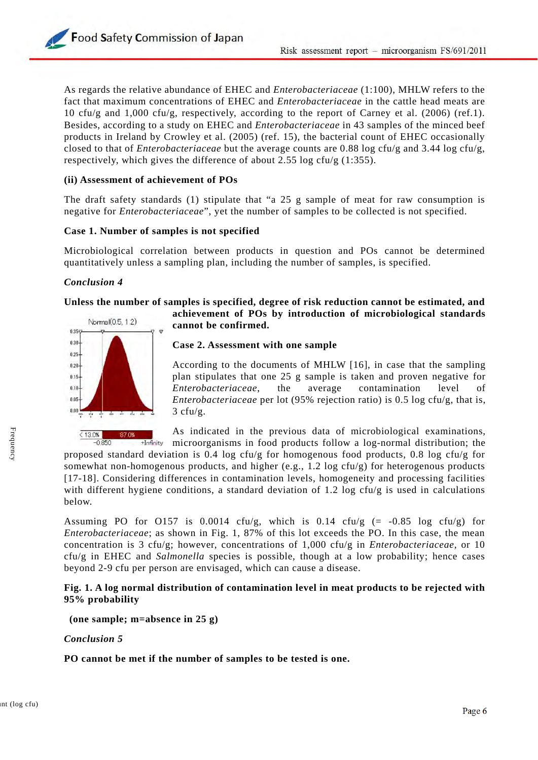As regards the relative abundance of EHEC and *Enterobacteriaceae* (1:100), MHLW refers to the fact that maximum concentrations of EHEC and *Enterobacteriaceae* in the cattle head meats are 10 cfu/g and 1,000 cfu/g, respectively, according to the report of Carney et al. (2006) (ref.1). Besides, according to a study on EHEC and *Enterobacteriaceae* in 43 samples of the minced beef products in Ireland by Crowley et al. (2005) (ref. 15), the bacterial count of EHEC occasionally closed to that of *Enterobacteriaceae* but the average counts are 0.88 log cfu/g and 3.44 log cfu/g, respectively, which gives the difference of about 2.55 log cfu/g (1:355).

**(ii) Assessment of achievement of POs**

The draft safety standards (1) stipulate that "a 25 g sample of meat for raw consumption is negative for *Enterobacteriaceae*", yet the number of samples to be collected is not specified.

**Case 1. Number of samples is not specified**

Microbiological correlation between products in question and POs cannot be determined quantitatively unless a sampling plan, including the number of samples, is specified.

***Conclusion 4***

**Unless the number of samples is specified, degree of risk reduction cannot be estimated, and achievement of POs by introduction of microbiological standards cannot be confirmed.**

**Case 2. Assessment with one sample**

According to the documents of MHLW [16], in case that the sampling plan stipulates that one 25 g sample is taken and proven negative for *Enterobacteriaceae*, the average contamination level of *Enterobacteriaceae* per lot (95% rejection ratio) is 0.5 log cfu/g, that is, 3 cfu/g.

As indicated in the previous data of microbiological examinations, microorganisms in food products follow a log-normal distribution; the proposed standard deviation is 0.4 log cfu/g for homogenous food products, 0.8 log cfu/g for somewhat non-homogenous products, and higher (e.g., 1.2 log cfu/g) for heterogenous products [17-18]. Considering differences in contamination levels, homogeneity and processing facilities with different hygiene conditions, a standard deviation of 1.2 log cfu/g is used in calculations below.

Assuming PO for O157 is 0.0014 cfu/g, which is 0.14 cfu/g (= -0.85 log cfu/g) for *Enterobacteriaceae*; as shown in Fig. 1, 87% of this lot exceeds the PO. In this case, the mean concentration is 3 cfu/g; however, concentrations of 1,000 cfu/g in *Enterobacteriaceae*, or 10 cfu/g in EHEC and *Salmonella* species is possible, though at a low probability; hence cases beyond 2-9 cfu per person are envisaged, which can cause a disease.

Normal(0.5, 1.2)

Frequency

Count (log cfu)

13.0% | 87.0%

-0.850 | +Infinity

**Fig. 1. A log normal distribution of contamination level in meat products to be rejected with 95% probability**

**(one sample; m=absence in 25 g)**

***Conclusion 5***

**PO cannot be met if the number of samples to be tested is one.**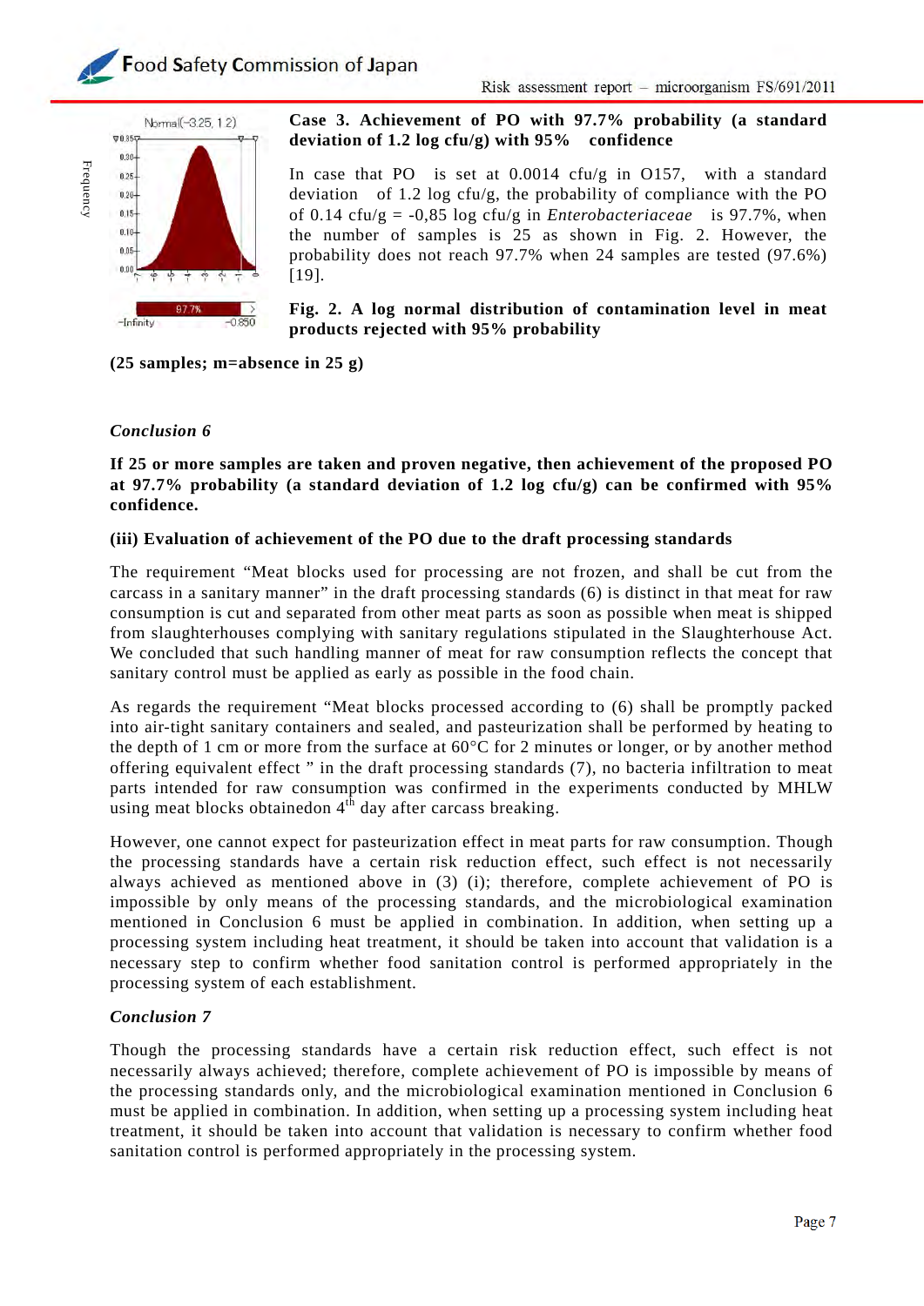**Case 3. Achievement of PO with 97.7% probability (a standard deviation of 1.2 log cfu/g) with 95% confidence**

In case that PO is set at 0.0014 cfu/g in O157, with a standard deviation of 1.2 log cfu/g, the probability of compliance with the PO of 0.14 cfu/g = -0,85 log cfu/g in *Enterobacteriaceae* is 97.7%, when the number of samples is 25 as shown in Fig. 2. However, the probability does not reach 97.7% when 24 samples are tested (97.6%) [19].

**Fig. 2. A log normal distribution of contamination level in meat products rejected with 95% probability**

**(25 samples; m=absence in 25 g)**

***Conclusion 6***

**If 25 or more samples are taken and proven negative, then achievement of the proposed PO at 97.7% probability (a standard deviation of 1.2 log cfu/g) can be confirmed with 95% confidence.**

**(iii) Evaluation of achievement of the PO due to the draft processing standards**

The requirement "Meat blocks used for processing are not frozen, and shall be cut from the carcass in a sanitary manner" in the draft processing standards (6) is distinct in that meat for raw consumption is cut and separated from other meat parts as soon as possible when meat is shipped from slaughterhouses complying with sanitary regulations stipulated in the Slaughterhouse Act. We concluded that such handling manner of meat for raw consumption reflects the concept that sanitary control must be applied as early as possible in the food chain.

As regards the requirement "Meat blocks processed according to (6) shall be promptly packed into air-tight sanitary containers and sealed, and pasteurization shall be performed by heating to the depth of 1 cm or more from the surface at 60°C for 2 minutes or longer, or by another method offering equivalent effect " in the draft processing standards (7), no bacteria infiltration to meat parts intended for raw consumption was confirmed in the experiments conducted by MHLW using meat blocks obtainedon 4th day after carcass breaking.

However, one cannot expect for pasteurization effect in meat parts for raw consumption. Though the processing standards have a certain risk reduction effect, such effect is not necessarily always achieved as mentioned above in (3) (i); therefore, complete achievement of PO is impossible by only means of the processing standards, and the microbiological examination mentioned in Conclusion 6 must be applied in combination. In addition, when setting up a processing system including heat treatment, it should be taken into account that validation is a necessary step to confirm whether food sanitation control is performed appropriately in the processing system of each establishment.

***Conclusion 7***

Though the processing standards have a certain risk reduction effect, such effect is not necessarily always achieved; therefore, complete achievement of PO is impossible by means of the processing standards only, and the microbiological examination mentioned in Conclusion 6 must be applied in combination. In addition, when setting up a processing system including heat treatment, it should be taken into account that validation is necessary to confirm whether food sanitation control is performed appropriately in the processing system.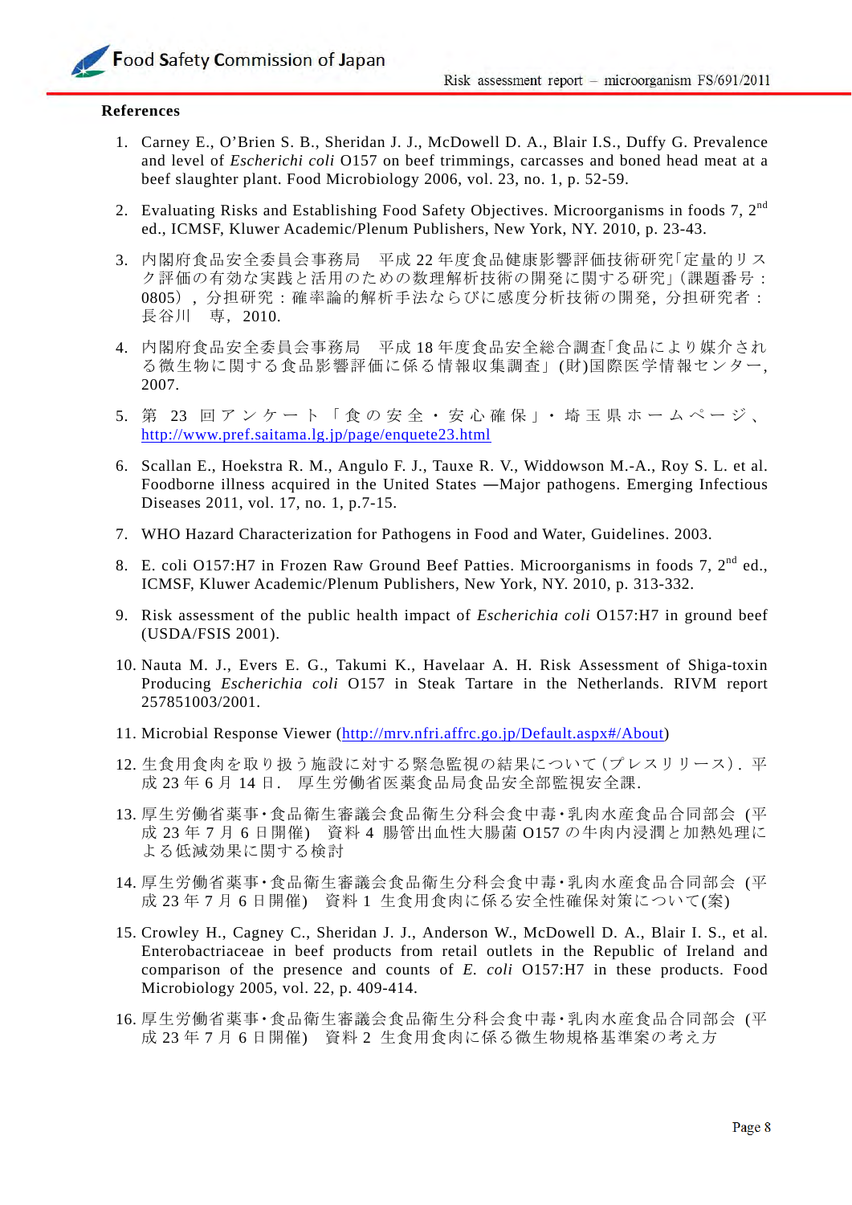**References**

1. Carney E., O'Brien S. B., Sheridan J. J., McDowell D. A., Blair I.S., Duffy G. Prevalence and level of *Escherichi coli* O157 on beef trimmings, carcasses and boned head meat at a beef slaughter plant. Food Microbiology 2006, vol. 23, no. 1, p. 52-59.

2. Evaluating Risks and Establishing Food Safety Objectives. Microorganisms in foods 7, 2nd ed., ICMSF, Kluwer Academic/Plenum Publishers, New York, NY. 2010, p. 23-43.

3. 内閣府食品安全委員会事務局　平成 22 年度食品健康影響評価技術研究「定量的リスク評価の有効な実践と活用のための数理解析技術の開発に関する研究」(課題番号：0805）, 分担研究：確率論的解析手法ならびに感度分析技術の開発, 分担研究者：長谷川　専, 2010.

4. 内閣府食品安全委員会事務局　平成 18 年度食品安全総合調査「食品により媒介される微生物に関する食品影響評価に係る情報収集調査」(財)国際医学情報センター, 2007.

5. 第 23 回アンケート「食の安全・安心確保」・埼玉県ホームページ、http://www.pref.saitama.lg.jp/page/enquete23.html

6. Scallan E., Hoekstra R. M., Angulo F. J., Tauxe R. V., Widdowson M.-A., Roy S. L. et al. Foodborne illness acquired in the United States —Major pathogens. Emerging Infectious Diseases 2011, vol. 17, no. 1, p.7-15.

7. WHO Hazard Characterization for Pathogens in Food and Water, Guidelines. 2003.

8. E. coli O157:H7 in Frozen Raw Ground Beef Patties. Microorganisms in foods 7, 2nd ed., ICMSF, Kluwer Academic/Plenum Publishers, New York, NY. 2010, p. 313-332.

9. Risk assessment of the public health impact of *Escherichia coli* O157:H7 in ground beef (USDA/FSIS 2001).

10. Nauta M. J., Evers E. G., Takumi K., Havelaar A. H. Risk Assessment of Shiga-toxin Producing *Escherichia coli* O157 in Steak Tartare in the Netherlands. RIVM report 257851003/2001.

11. Microbial Response Viewer (http://mrv.nfri.affrc.go.jp/Default.aspx#/About)

12. 生食用食肉を取り扱う施設に対する緊急監視の結果について(プレスリリース). 平成 23 年 6 月 14 日. 厚生労働省医薬食品局食品安全部監視安全課.

13. 厚生労働省薬事・食品衛生審議会食品衛生分科会食中毒・乳肉水産食品合同部会 (平成 23 年 7 月 6 日開催)　資料 4 腸管出血性大腸菌 O157 の牛肉内浸潤と加熱処理による低減効果に関する検討

14. 厚生労働省薬事・食品衛生審議会食品衛生分科会食中毒・乳肉水産食品合同部会 (平成 23 年 7 月 6 日開催)　資料 1 生食用食肉に係る安全性確保対策について(案)

15. Crowley H., Cagney C., Sheridan J. J., Anderson W., McDowell D. A., Blair I. S., et al. Enterobactriaceae in beef products from retail outlets in the Republic of Ireland and comparison of the presence and counts of *E. coli* O157:H7 in these products. Food Microbiology 2005, vol. 22, p. 409-414.

16. 厚生労働省薬事・食品衛生審議会食品衛生分科会食中毒・乳肉水産食品合同部会 (平成 23 年 7 月 6 日開催)　資料 2 生食用食肉に係る微生物規格基準案の考え方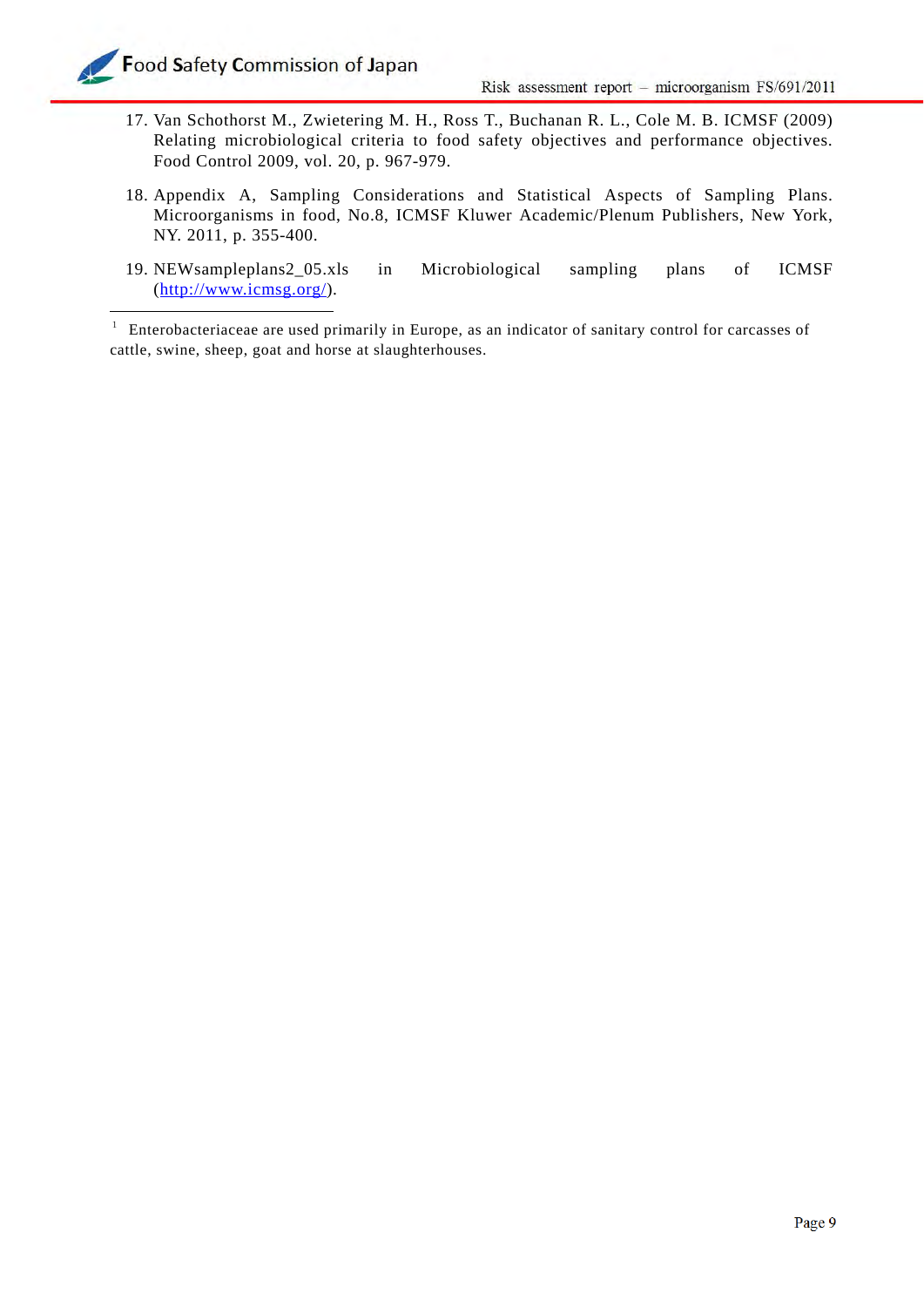17. Van Schothorst M., Zwietering M. H., Ross T., Buchanan R. L., Cole M. B. ICMSF (2009) Relating microbiological criteria to food safety objectives and performance objectives. Food Control 2009, vol. 20, p. 967-979.

18. Appendix A, Sampling Considerations and Statistical Aspects of Sampling Plans. Microorganisms in food, No.8, ICMSF Kluwer Academic/Plenum Publishers, New York, NY. 2011, p. 355-400.

19. NEWsampleplans2_05.xls in Microbiological sampling plans of ICMSF (http://www.icmsg.org/).

---

[1] Enterobacteriaceae are used primarily in Europe, as an indicator of sanitary control for carcasses of cattle, swine, sheep, goat and horse at slaughterhouses.